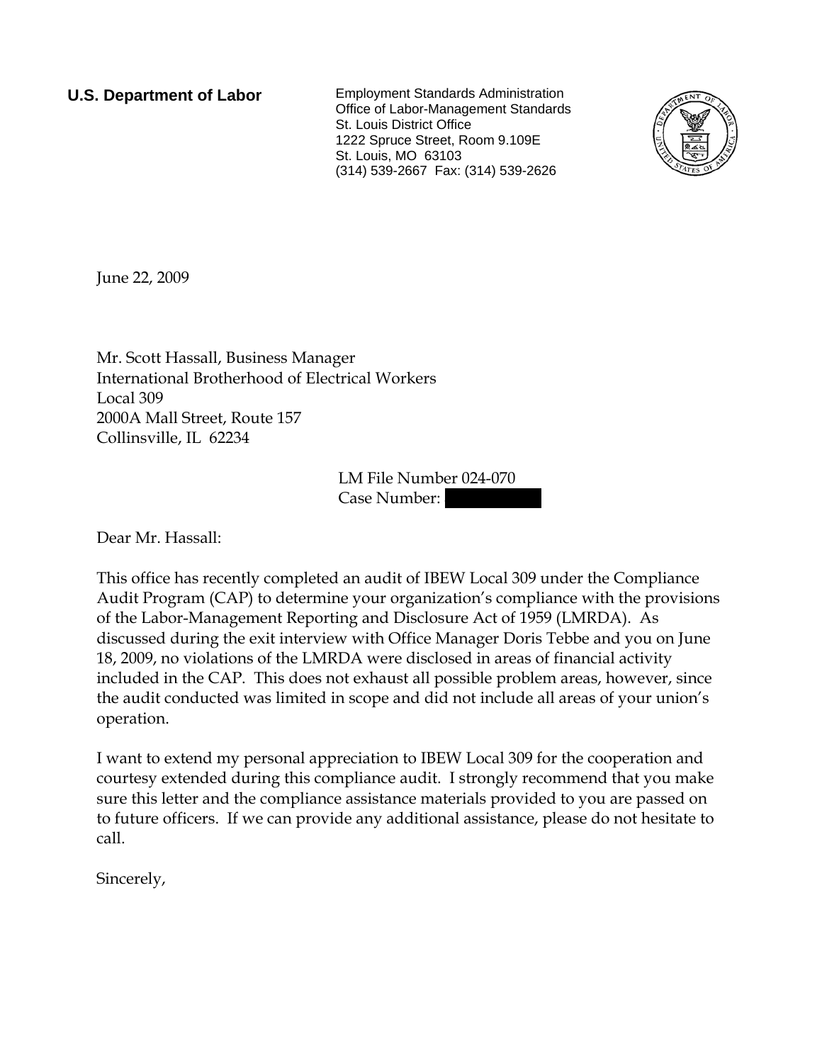**U.S. Department of Labor**

Employment Standards Administration
Office of Labor-Management Standards
St. Louis District Office
1222 Spruce Street, Room 9.109E
St. Louis, MO 63103
(314) 539-2667 Fax: (314) 539-2626

June 22, 2009

Mr. Scott Hassall, Business Manager
International Brotherhood of Electrical Workers
Local 309
2000A Mall Street, Route 157
Collinsville, IL 62234

LM File Number 024-070
Case Number:

Dear Mr. Hassall:

This office has recently completed an audit of IBEW Local 309 under the Compliance Audit Program (CAP) to determine your organization's compliance with the provisions of the Labor-Management Reporting and Disclosure Act of 1959 (LMRDA). As discussed during the exit interview with Office Manager Doris Tebbe and you on June 18, 2009, no violations of the LMRDA were disclosed in areas of financial activity included in the CAP. This does not exhaust all possible problem areas, however, since the audit conducted was limited in scope and did not include all areas of your union's operation.

I want to extend my personal appreciation to IBEW Local 309 for the cooperation and courtesy extended during this compliance audit. I strongly recommend that you make sure this letter and the compliance assistance materials provided to you are passed on to future officers. If we can provide any additional assistance, please do not hesitate to call.

Sincerely,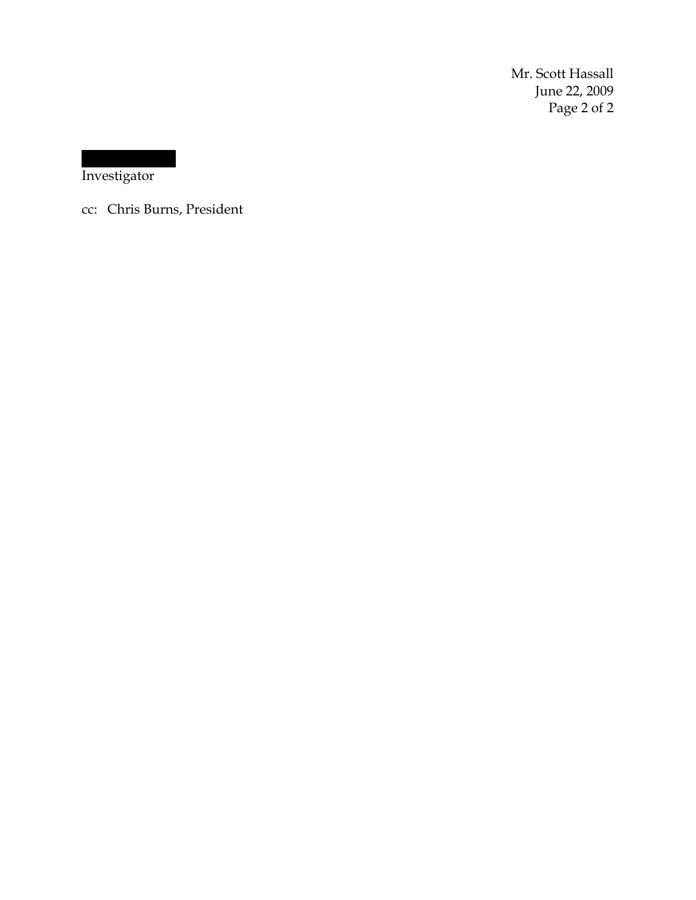Investigator

cc: Chris Burns, President